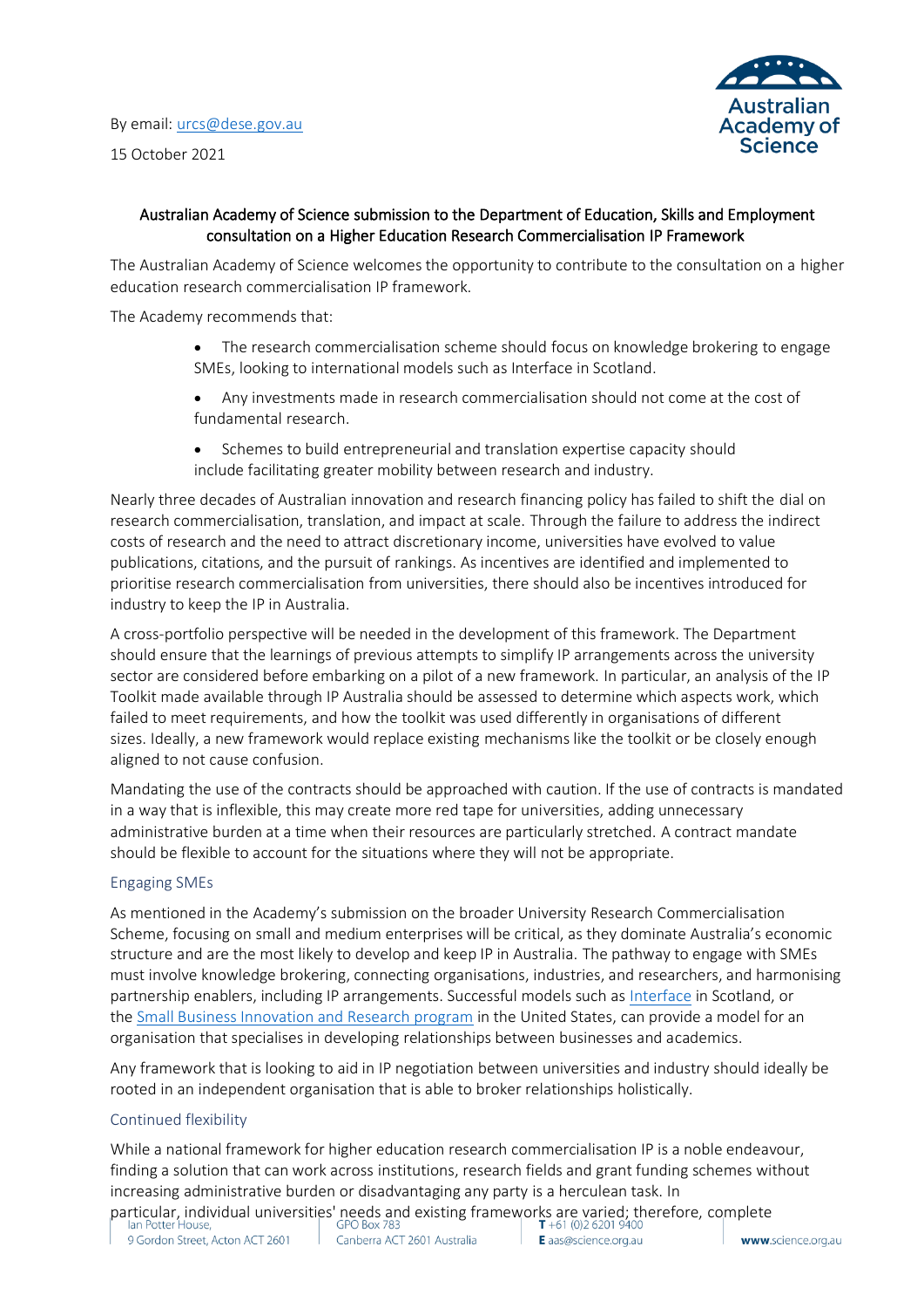By email: urcs@dese.gov.au

15 October 2021

## Australian Academy of Science submission to the Department of Education, Skills and Employment consultation on a Higher Education Research Commercialisation IP Framework

The Australian Academy of Science welcomes the opportunity to contribute to the consultation on a higher education research commercialisation IP framework.

The Academy recommends that:

- The research commercialisation scheme should focus on knowledge brokering to engage SMEs, looking to international models such as Interface in Scotland.
- Any investments made in research commercialisation should not come at the cost of fundamental research.
- Schemes to build entrepreneurial and translation expertise capacity should include facilitating greater mobility between research and industry.

Nearly three decades of Australian innovation and research financing policy has failed to shift the dial on research commercialisation, translation, and impact at scale. Through the failure to address the indirect costs of research and the need to attract discretionary income, universities have evolved to value publications, citations, and the pursuit of rankings. As incentives are identified and implemented to prioritise research commercialisation from universities, there should also be incentives introduced for industry to keep the IP in Australia.

A cross-portfolio perspective will be needed in the development of this framework. The Department should ensure that the learnings of previous attempts to simplify IP arrangements across the university sector are considered before embarking on a pilot of a new framework. In particular, an analysis of the IP Toolkit made available through IP Australia should be assessed to determine which aspects work, which failed to meet requirements, and how the toolkit was used differently in organisations of different sizes. Ideally, a new framework would replace existing mechanisms like the toolkit or be closely enough aligned to not cause confusion.

Mandating the use of the contracts should be approached with caution. If the use of contracts is mandated in a way that is inflexible, this may create more red tape for universities, adding unnecessary administrative burden at a time when their resources are particularly stretched. A contract mandate should be flexible to account for the situations where they will not be appropriate.

### Engaging SMEs

As mentioned in the Academy's submission on the broader University Research Commercialisation Scheme, focusing on small and medium enterprises will be critical, as they dominate Australia's economic structure and are the most likely to develop and keep IP in Australia. The pathway to engage with SMEs must involve knowledge brokering, connecting organisations, industries, and researchers, and harmonising partnership enablers, including IP arrangements. Successful models such as Interface in Scotland, or the Small Business Innovation and Research program in the United States, can provide a model for an organisation that specialises in developing relationships between businesses and academics.

Any framework that is looking to aid in IP negotiation between universities and industry should ideally be rooted in an independent organisation that is able to broker relationships holistically.

### Continued flexibility

While a national framework for higher education research commercialisation IP is a noble endeavour, finding a solution that can work across institutions, research fields and grant funding schemes without increasing administrative burden or disadvantaging any party is a herculean task. In particular, individual universities' needs and existing frameworks are varied; therefore, complete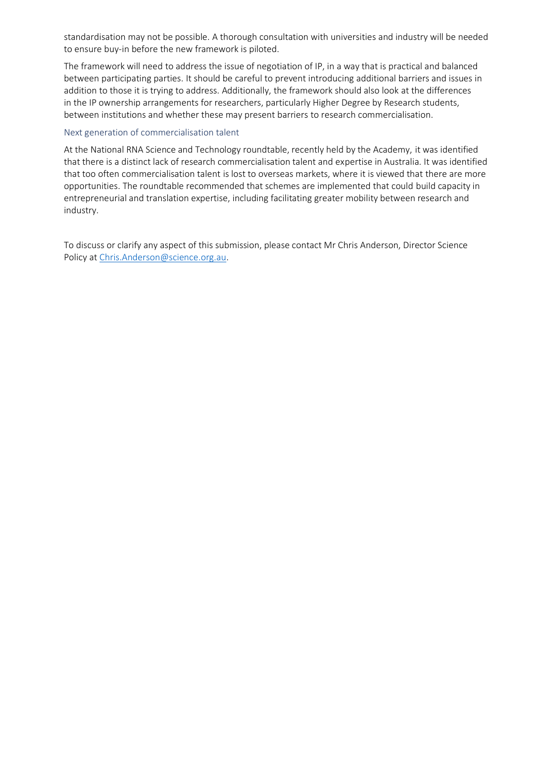standardisation may not be possible. A thorough consultation with universities and industry will be needed to ensure buy-in before the new framework is piloted.

The framework will need to address the issue of negotiation of IP, in a way that is practical and balanced between participating parties. It should be careful to prevent introducing additional barriers and issues in addition to those it is trying to address. Additionally, the framework should also look at the differences in the IP ownership arrangements for researchers, particularly Higher Degree by Research students, between institutions and whether these may present barriers to research commercialisation.

### Next generation of commercialisation talent

At the National RNA Science and Technology roundtable, recently held by the Academy, it was identified that there is a distinct lack of research commercialisation talent and expertise in Australia. It was identified that too often commercialisation talent is lost to overseas markets, where it is viewed that there are more opportunities. The roundtable recommended that schemes are implemented that could build capacity in entrepreneurial and translation expertise, including facilitating greater mobility between research and industry.

To discuss or clarify any aspect of this submission, please contact Mr Chris Anderson, Director Science Policy at Chris.Anderson@science.org.au.